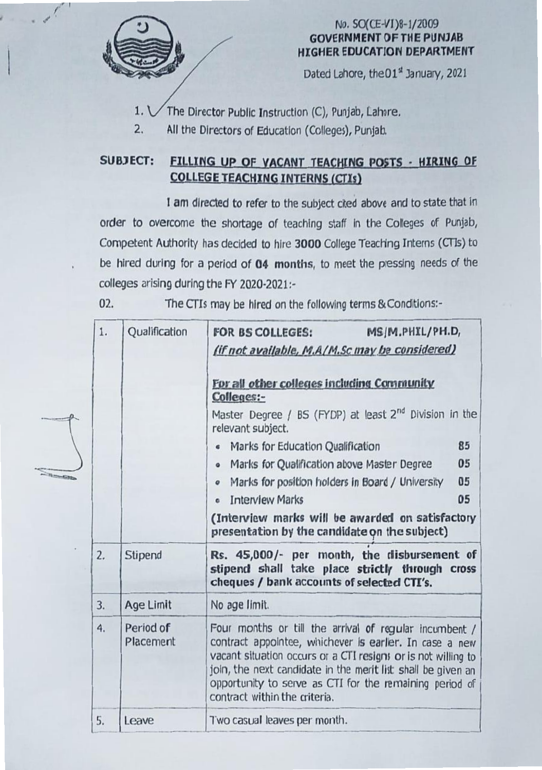No. SO(CE-VI)8-1/2009
**GOVERNMENT OF THE PUNJAB**
**HIGHER EDUCATION DEPARTMENT**

Dated Lahore, the 01st January, 2021

1. The Director Public Instruction (C), Punjab, Lahore.
2. All the Directors of Education (Colleges), Punjab.

**SUBJECT: FILLING UP OF VACANT TEACHING POSTS - HIRING OF COLLEGE TEACHING INTERNS (CTIs)**

I am directed to refer to the subject cited above and to state that in order to overcome the shortage of teaching staff in the Colleges of Punjab, Competent Authority has decided to hire **3000** College Teaching Interns (CTIs) to be hired during for a period of **04 months**, to meet the pressing needs of the colleges arising during the FY 2020-2021:-

02. The CTIs may be hired on the following terms & Conditions:-

| | | |
|---|---|---|
| 1. | Qualification | **FOR BS COLLEGES:** MS/M.PHIL/PH.D, ***(if not available, M.A/M.Sc may be considered)***<br><br>***For all other colleges including Community Colleges:-***<br>Master Degree / BS (FYDP) at least 2nd Division in the relevant subject.<br>• Marks for Education Qualification 85<br>• Marks for Qualification above Master Degree 05<br>• Marks for position holders in Board / University 05<br>• Interview Marks 05<br>**(Interview marks will be awarded on satisfactory presentation by the candidate on the subject)** |
| 2. | Stipend | **Rs. 45,000/- per month, the disbursement of stipend shall take place strictly through cross cheques / bank accounts of selected CTI's.** |
| 3. | Age Limit | No age limit. |
| 4. | Period of Placement | Four months or till the arrival of regular incumbent / contract appointee, whichever is earlier. In case a new vacant situation occurs or a CTI resigns or is not willing to join, the next candidate in the merit list shall be given an opportunity to serve as CTI for the remaining period of contract within the criteria. |
| 5. | Leave | Two casual leaves per month. |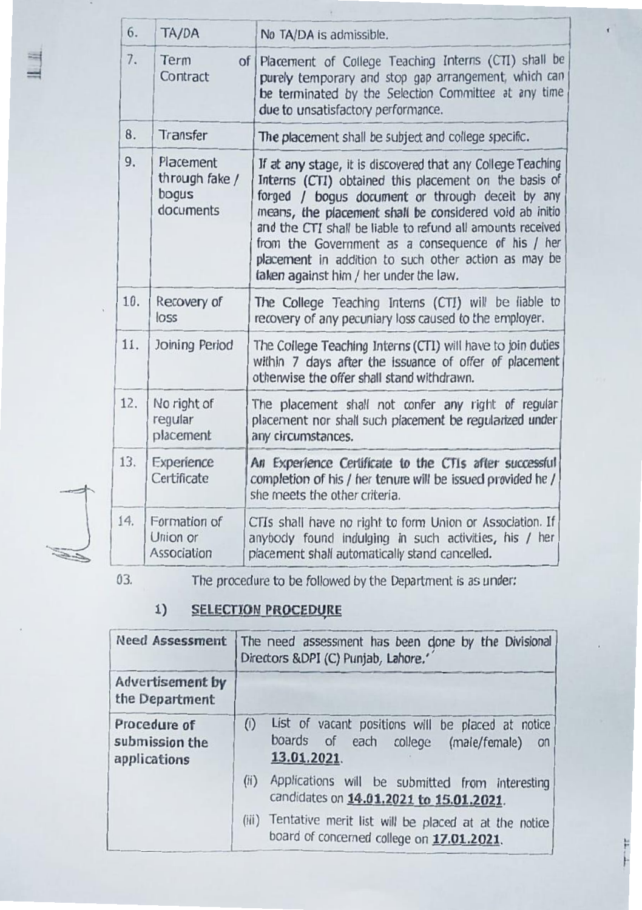| 6. | TA/DA | No TA/DA is admissible. |
|---|---|---|
| 7. | Term of Contract | Placement of College Teaching Interns (CTI) shall be purely temporary and stop gap arrangement, which can be terminated by the Selection Committee at any time due to unsatisfactory performance. |
| 8. | Transfer | The placement shall be subject and college specific. |
| 9. | Placement through fake / bogus documents | If at any stage, it is discovered that any College Teaching Interns (CTI) obtained this placement on the basis of forged / bogus document or through deceit by any means, the placement shall be considered void ab initio and the CTI shall be liable to refund all amounts received from the Government as a consequence of his / her placement in addition to such other action as may be taken against him / her under the law. |
| 10. | Recovery of loss | The College Teaching Interns (CTI) will be liable to recovery of any pecuniary loss caused to the employer. |
| 11. | Joining Period | The College Teaching Interns (CTI) will have to join duties within 7 days after the issuance of offer of placement otherwise the offer shall stand withdrawn. |
| 12. | No right of regular placement | The placement shall not confer any right of regular placement nor shall such placement be regularized under any circumstances. |
| 13. | Experience Certificate | An Experience Certificate to the CTIs after successful completion of his / her tenure will be issued provided he / she meets the other criteria. |
| 14. | Formation of Union or Association | CTIs shall have no right to form Union or Association. If anybody found indulging in such activities, his / her placement shall automatically stand cancelled. |

03. The procedure to be followed by the Department is as under:

1) **SELECTION PROCEDURE**

| **Need Assessment** | The need assessment has been done by the Divisional Directors &DPI (C) Punjab, Lahore. |
|---|---|
| **Advertisement by the Department** | |
| **Procedure of submission the applications** | (i) List of vacant positions will be placed at notice boards of each college (male/female) on **13.01.2021**.<br>(ii) Applications will be submitted from interesting candidates on **14.01.2021 to 15.01.2021**.<br>(iii) Tentative merit list will be placed at at the notice board of concerned college on **17.01.2021**. |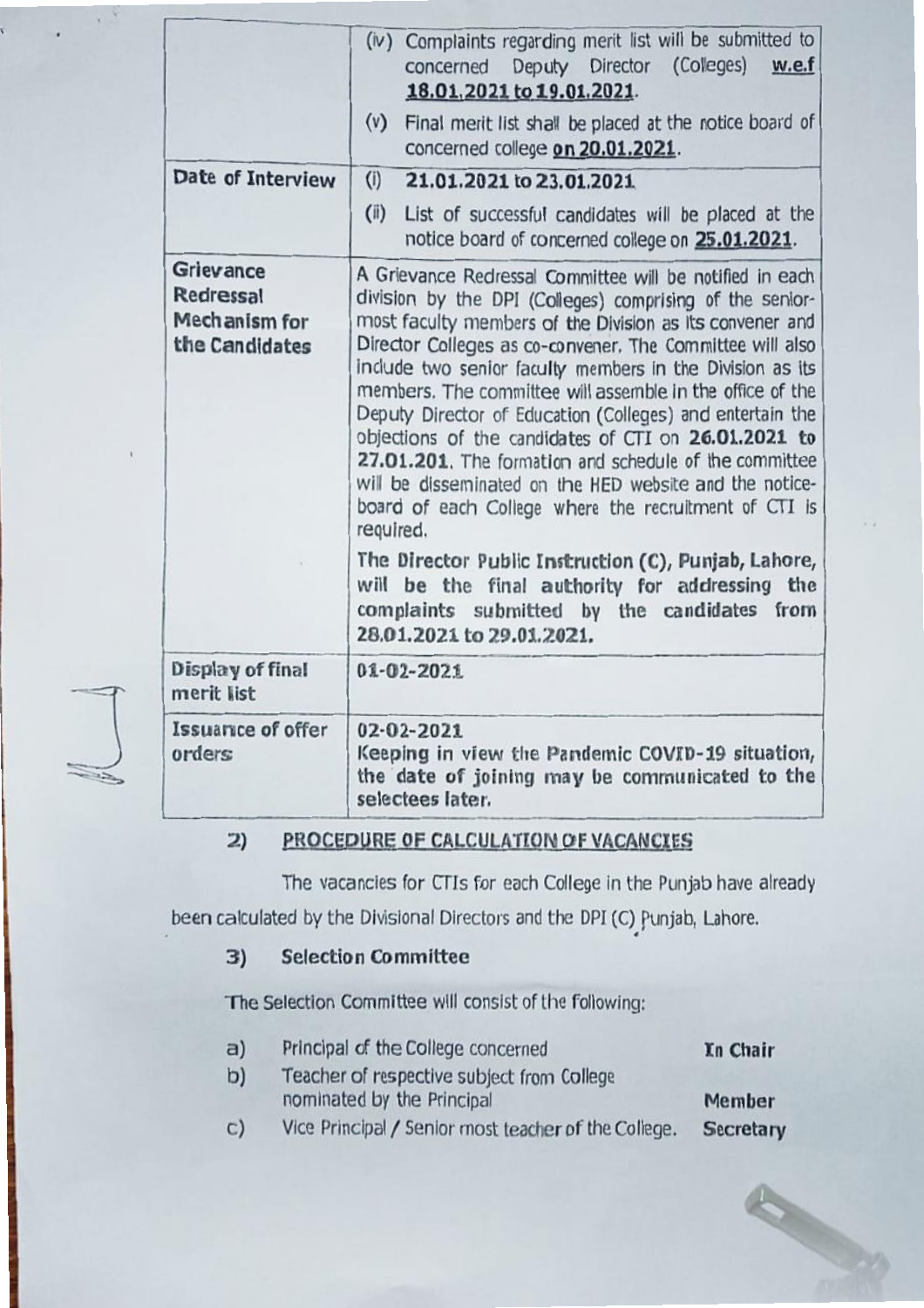| | |
|---|---|
| | (iv) Complaints regarding merit list will be submitted to concerned Deputy Director (Colleges) **w.e.f 18.01.2021 to 19.01.2021**.<br>(v) Final merit list shall be placed at the notice board of concerned college **on 20.01.2021**. |
| **Date of Interview** | (i) **21.01.2021 to 23.01.2021**<br>(ii) List of successful candidates will be placed at the notice board of concerned college on **25.01.2021**. |
| **Grievance Redressal Mechanism for the Candidates** | A Grievance Redressal Committee will be notified in each division by the DPI (Colleges) comprising of the senior-most faculty members of the Division as its convener and Director Colleges as co-convener. The Committee will also include two senior faculty members in the Division as its members. The committee will assemble in the office of the Deputy Director of Education (Colleges) and entertain the objections of the candidates of CTI on **26.01.2021 to 27.01.201**. The formation and schedule of the committee will be disseminated on the HED website and the notice-board of each College where the recruitment of CTI is required.<br><br>**The Director Public Instruction (C), Punjab, Lahore, will be the final authority for addressing the complaints submitted by the candidates from 28.01.2021 to 29.01.2021.** |
| **Display of final merit list** | **01-02-2021** |
| **Issuance of offer orders** | **02-02-2021**<br>**Keeping in view the Pandemic COVID-19 situation, the date of joining may be communicated to the selectees later.** |

## 2) PROCEDURE OF CALCULATION OF VACANCIES

The vacancies for CTIs for each College in the Punjab have already been calculated by the Divisional Directors and the DPI (C) Punjab, Lahore.

## 3) Selection Committee

The Selection Committee will consist of the following:

| | | |
|---|---|---|
| a) | Principal of the College concerned | **In Chair** |
| b) | Teacher of respective subject from College nominated by the Principal | **Member** |
| c) | Vice Principal / Senior most teacher of the College. | **Secretary** |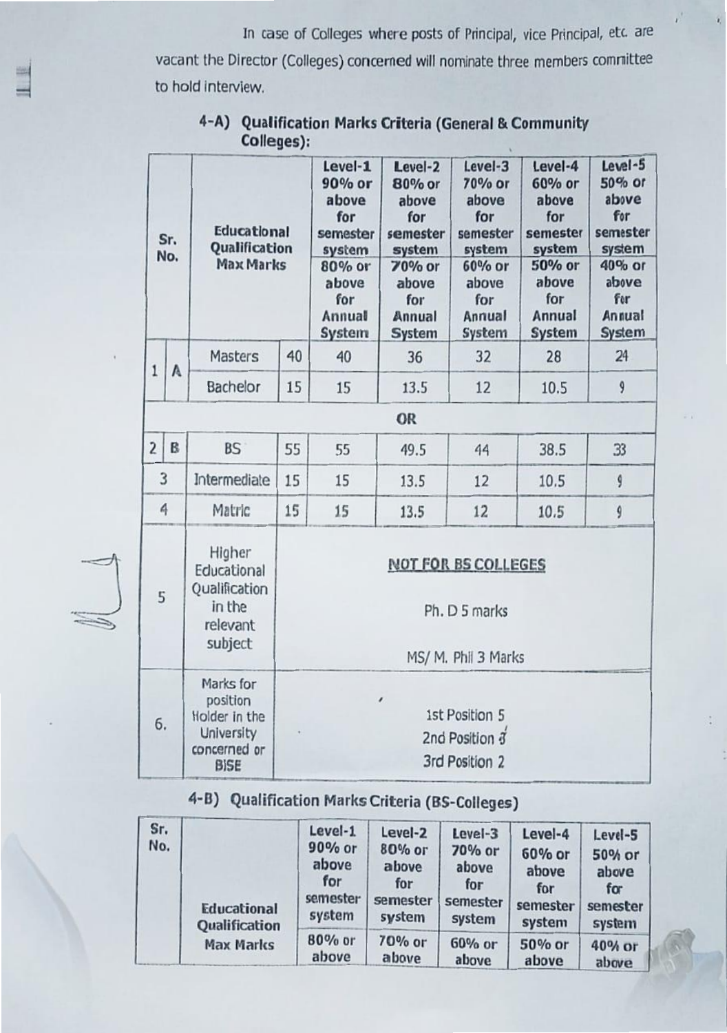In case of Colleges where posts of Principal, vice Principal, etc. are vacant the Director (Colleges) concerned will nominate three members committee to hold interview.

### 4-A) Qualification Marks Criteria (General & Community Colleges):

| Sr. No. | | Educational Qualification Max Marks | | Level-1 90% or above for semester system 80% or above for Annual System | Level-2 80% or above for semester system 70% or above for Annual System | Level-3 70% or above for semester system 60% or above for Annual System | Level-4 60% or above for semester system 50% or above for Annual System | Level-5 50% or above for semester system 40% or above for Annual System |
|---|---|---|---|---|---|---|---|---|
| 1 | A | Masters | 40 | 40 | 36 | 32 | 28 | 24 |
| | | Bachelor | 15 | 15 | 13.5 | 12 | 10.5 | 9 |
| | | | | | OR | | | |
| 2 | B | BS | 55 | 55 | 49.5 | 44 | 38.5 | 33 |
| 3 | | Intermediate | 15 | 15 | 13.5 | 12 | 10.5 | 9 |
| 4 | | Matric | 15 | 15 | 13.5 | 12 | 10.5 | 9 |
| 5 | | Higher Educational Qualification in the relevant subject | | NOT FOR BS COLLEGES<br>Ph. D 5 marks<br>MS/ M. Phil 3 Marks | | | | |
| 6. | | Marks for position Holder in the University concerned or BISE | | 1st Position 5<br>2nd Position 3<br>3rd Position 2 | | | | |

### 4-B) Qualification Marks Criteria (BS-Colleges)

| Sr. No. | Educational Qualification Max Marks | Level-1 90% or above for semester system 80% or above | Level-2 80% or above for semester system 70% or above | Level-3 70% or above for semester system 60% or above | Level-4 60% or above for semester system 50% or above | Level-5 50% or above for semester system 40% or above |
|---|---|---|---|---|---|---|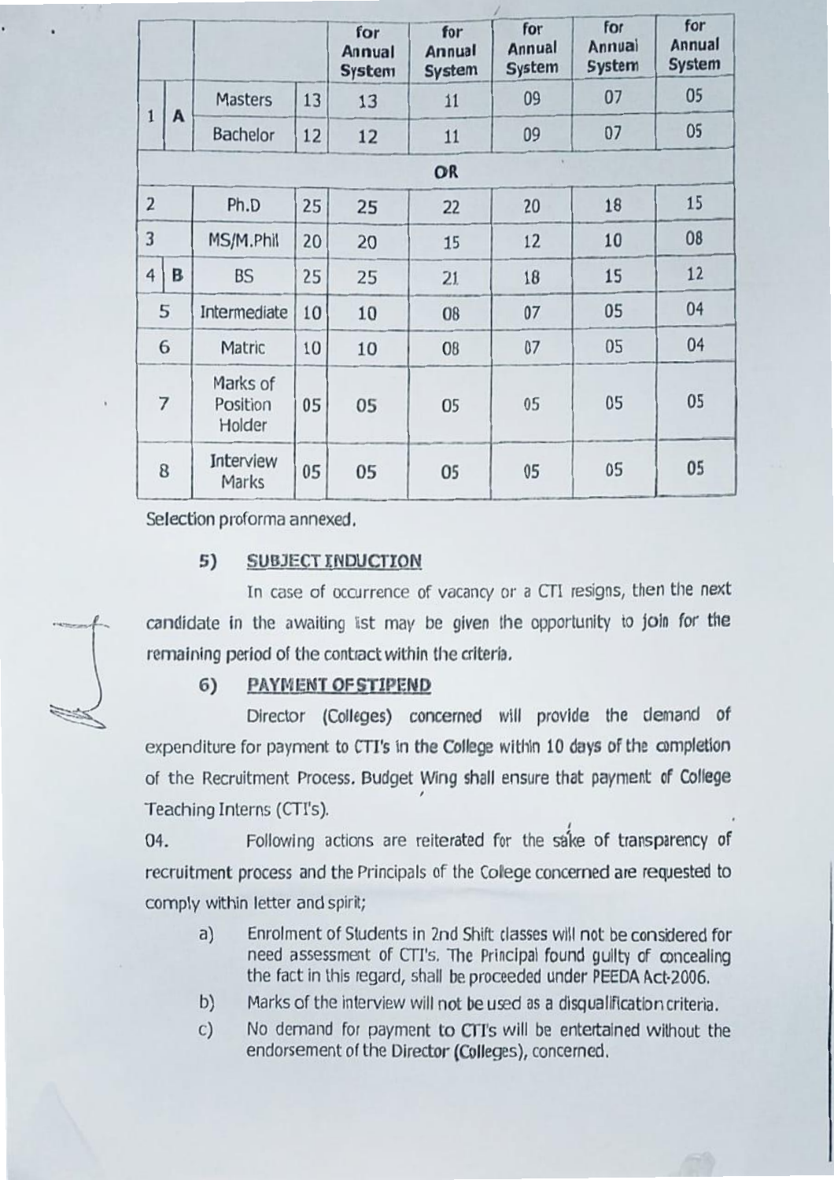| | | | | for Annual System | for Annual System | for Annual System | for Annual System | for Annual System |
|---|---|---|---|---|---|---|---|---|
| 1 | A | Masters | 13 | 13 | 11 | 09 | 07 | 05 |
| | | Bachelor | 12 | 12 | 11 | 09 | 07 | 05 |
| | | | | | OR | | | |
| 2 | | Ph.D | 25 | 25 | 22 | 20 | 18 | 15 |
| 3 | | MS/M.Phil | 20 | 20 | 15 | 12 | 10 | 08 |
| 4 | B | BS | 25 | 25 | 21 | 18 | 15 | 12 |
| 5 | | Intermediate | 10 | 10 | 08 | 07 | 05 | 04 |
| 6 | | Matric | 10 | 10 | 08 | 07 | 05 | 04 |
| 7 | | Marks of Position Holder | 05 | 05 | 05 | 05 | 05 | 05 |
| 8 | | Interview Marks | 05 | 05 | 05 | 05 | 05 | 05 |

Selection proforma annexed.

5) **SUBJECT INDUCTION**

In case of occurrence of vacancy or a CTI resigns, then the next candidate in the awaiting list may be given the opportunity to join for the remaining period of the contract within the criteria.

6) **PAYMENT OF STIPEND**

Director (Colleges) concerned will provide the demand of expenditure for payment to CTI's in the College within 10 days of the completion of the Recruitment Process. Budget Wing shall ensure that payment of College Teaching Interns (CTI's).

04. Following actions are reiterated for the sake of transparency of recruitment process and the Principals of the College concerned are requested to comply within letter and spirit;

a) Enrolment of Students in 2nd Shift classes will not be considered for need assessment of CTI's. The Principal found guilty of concealing the fact in this regard, shall be proceeded under PEEDA Act-2006.

b) Marks of the interview will not be used as a disqualification criteria.

c) No demand for payment to CTI's will be entertained without the endorsement of the Director (Colleges), concerned.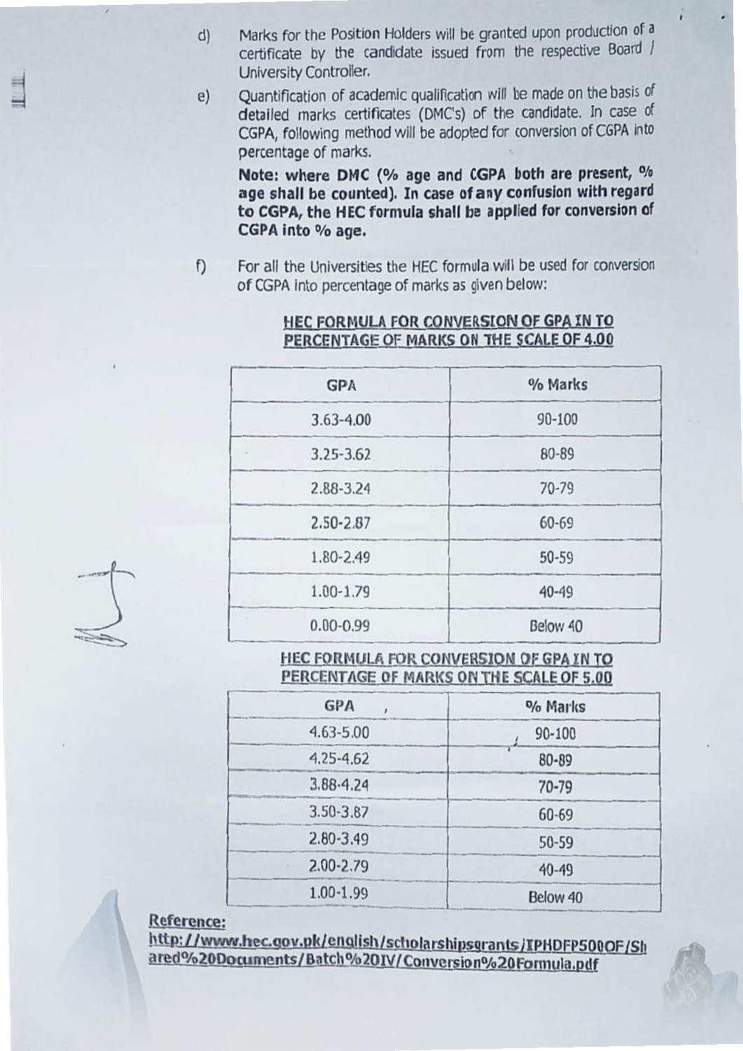d) Marks for the Position Holders will be granted upon production of a certificate by the candidate issued from the respective Board / University Controller.

e) Quantification of academic qualification will be made on the basis of detailed marks certificates (DMC's) of the candidate. In case of CGPA, following method will be adopted for conversion of CGPA into percentage of marks.

**Note: where DMC (% age and CGPA both are present, % age shall be counted). In case of any confusion with regard to CGPA, the HEC formula shall be applied for conversion of CGPA into % age.**

f) For all the Universities the HEC formula will be used for conversion of CGPA into percentage of marks as given below:

**<u>HEC FORMULA FOR CONVERSION OF GPA IN TO PERCENTAGE OF MARKS ON THE SCALE OF 4.00</u>**

| GPA | % Marks |
|---|---|
| 3.63-4.00 | 90-100 |
| 3.25-3.62 | 80-89 |
| 2.88-3.24 | 70-79 |
| 2.50-2.87 | 60-69 |
| 1.80-2.49 | 50-59 |
| 1.00-1.79 | 40-49 |
| 0.00-0.99 | Below 40 |

**<u>HEC FORMULA FOR CONVERSION OF GPA IN TO PERCENTAGE OF MARKS ON THE SCALE OF 5.00</u>**

| GPA | % Marks |
|---|---|
| 4.63-5.00 | 90-100 |
| 4.25-4.62 | 80-89 |
| 3.88-4.24 | 70-79 |
| 3.50-3.87 | 60-69 |
| 2.80-3.49 | 50-59 |
| 2.00-2.79 | 40-49 |
| 1.00-1.99 | Below 40 |

**<u>Reference:</u>**

**<u>http://www.hec.gov.pk/english/scholarshipsgrants/IPHDFP5000F/Shared%20Documents/Batch%20IV/Conversion%20Formula.pdf</u>**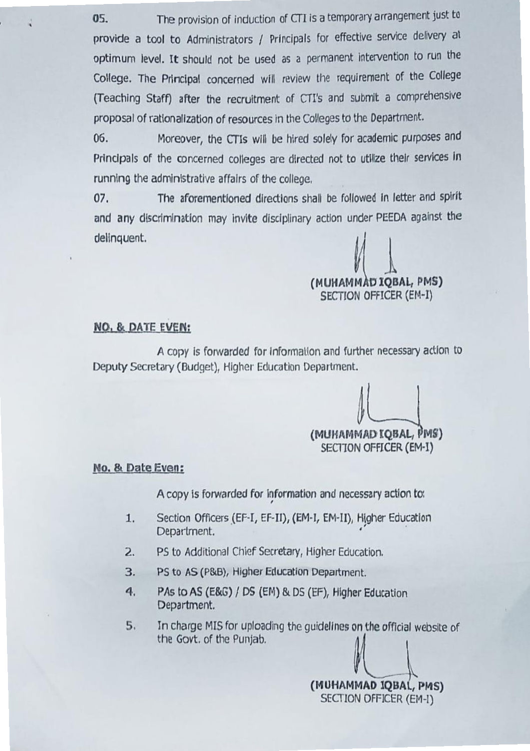05. The provision of induction of CTI is a temporary arrangement just to provide a tool to Administrators / Principals for effective service delivery at optimum level. It should not be used as a permanent intervention to run the College. The Principal concerned will review the requirement of the College (Teaching Staff) after the recruitment of CTI's and submit a comprehensive proposal of rationalization of resources in the Colleges to the Department.

06. Moreover, the CTIs will be hired solely for academic purposes and Principals of the concerned colleges are directed not to utilize their services in running the administrative affairs of the college.

07. The aforementioned directions shall be followed in letter and spirit and any discrimination may invite disciplinary action under PEEDA against the delinquent.

**(MUHAMMAD IQBAL, PMS)**
SECTION OFFICER (EM-I)

**NO. & DATE EVEN:**

A copy is forwarded for information and further necessary action to Deputy Secretary (Budget), Higher Education Department.

**(MUHAMMAD IQBAL, PMS)**
SECTION OFFICER (EM-I)

**No. & Date Even:**

A copy is forwarded for information and necessary action to:

1. Section Officers (EF-I, EF-II), (EM-I, EM-II), Higher Education Department.
2. PS to Additional Chief Secretary, Higher Education.
3. PS to AS (P&B), Higher Education Department.
4. PAs to AS (E&G) / DS (EM) & DS (EF), Higher Education Department.
5. In charge MIS for uploading the guidelines on the official website of the Govt. of the Punjab.

**(MUHAMMAD IQBAL, PMS)**
SECTION OFFICER (EM-I)